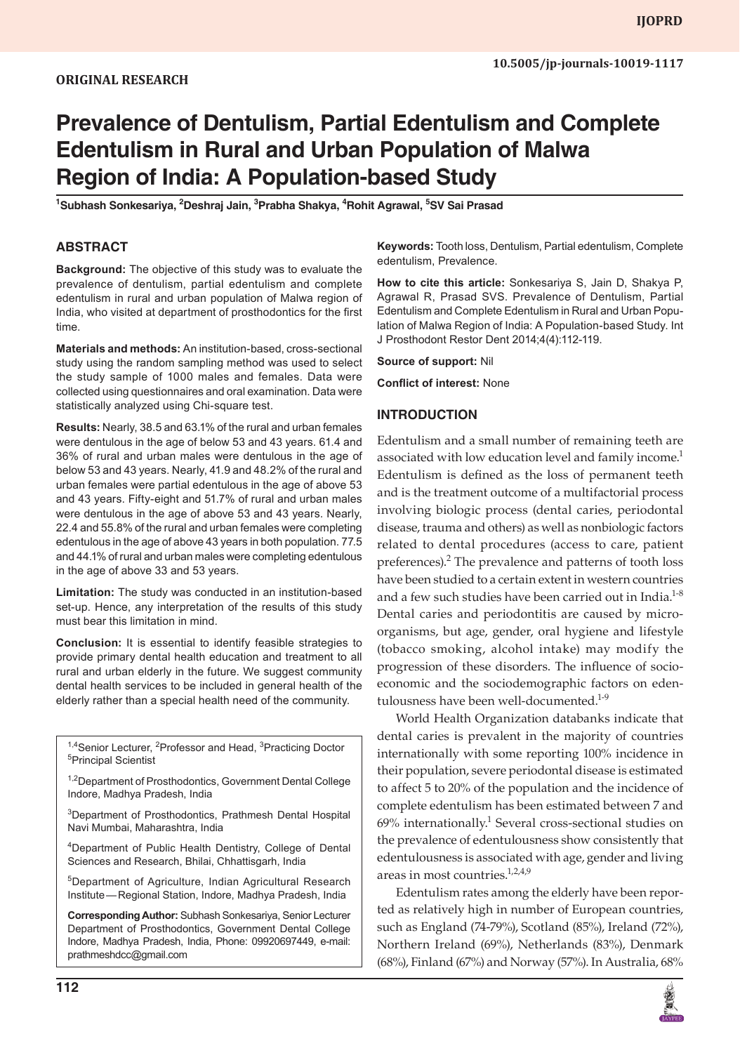ORIGINAL RESEARCH

10.5005/jp-journals-10019-1117

# Prevalence of Dentulism, Partial Edentulism and Complete Edentulism in Rural and Urban Population of Malwa Region of India: A Population-based Study

[1]Subhash Sonkesariya, [2]Deshraj Jain, [3]Prabha Shakya, [4]Rohit Agrawal, [5]SV Sai Prasad

## ABSTRACT

**Background:** The objective of this study was to evaluate the prevalence of dentulism, partial edentulism and complete edentulism in rural and urban population of Malwa region of India, who visited at department of prosthodontics for the first time.

**Materials and methods:** An institution-based, cross-sectional study using the random sampling method was used to select the study sample of 1000 males and females. Data were collected using questionnaires and oral examination. Data were statistically analyzed using Chi-square test.

**Results:** Nearly, 38.5 and 63.1% of the rural and urban females were dentulous in the age of below 53 and 43 years. 61.4 and 36% of rural and urban males were dentulous in the age of below 53 and 43 years. Nearly, 41.9 and 48.2% of the rural and urban females were partial edentulous in the age of above 53 and 43 years. Fifty-eight and 51.7% of rural and urban males were dentulous in the age of above 53 and 43 years. Nearly, 22.4 and 55.8% of the rural and urban females were completing edentulous in the age of above 43 years in both population. 77.5 and 44.1% of rural and urban males were completing edentulous in the age of above 33 and 53 years.

**Limitation:** The study was conducted in an institution-based set-up. Hence, any interpretation of the results of this study must bear this limitation in mind.

**Conclusion:** It is essential to identify feasible strategies to provide primary dental health education and treatment to all rural and urban elderly in the future. We suggest community dental health services to be included in general health of the elderly rather than a special health need of the community.

**Keywords:** Tooth loss, Dentulism, Partial edentulism, Complete edentulism, Prevalence.

**How to cite this article:** Sonkesariya S, Jain D, Shakya P, Agrawal R, Prasad SVS. Prevalence of Dentulism, Partial Edentulism and Complete Edentulism in Rural and Urban Population of Malwa Region of India: A Population-based Study. Int J Prosthodont Restor Dent 2014;4(4):112-119.

**Source of support:** Nil

**Conflict of interest:** None

[1,4]Senior Lecturer, [2]Professor and Head, [3]Practicing Doctor [5]Principal Scientist

[1,2]Department of Prosthodontics, Government Dental College Indore, Madhya Pradesh, India

[3]Department of Prosthodontics, Prathmesh Dental Hospital Navi Mumbai, Maharashtra, India

[4]Department of Public Health Dentistry, College of Dental Sciences and Research, Bhilai, Chhattisgarh, India

[5]Department of Agriculture, Indian Agricultural Research Institute—Regional Station, Indore, Madhya Pradesh, India

**Corresponding Author:** Subhash Sonkesariya, Senior Lecturer Department of Prosthodontics, Government Dental College Indore, Madhya Pradesh, India, Phone: 09920697449, e-mail: prathmeshdcc@gmail.com

## INTRODUCTION

Edentulism and a small number of remaining teeth are associated with low education level and family income.[1] Edentulism is defined as the loss of permanent teeth and is the treatment outcome of a multifactorial process involving biologic process (dental caries, periodontal disease, trauma and others) as well as nonbiologic factors related to dental procedures (access to care, patient preferences).[2] The prevalence and patterns of tooth loss have been studied to a certain extent in western countries and a few such studies have been carried out in India.[1-8] Dental caries and periodontitis are caused by microorganisms, but age, gender, oral hygiene and lifestyle (tobacco smoking, alcohol intake) may modify the progression of these disorders. The influence of socioeconomic and the sociodemographic factors on edentulousness have been well-documented.[1-9]

World Health Organization databanks indicate that dental caries is prevalent in the majority of countries internationally with some reporting 100% incidence in their population, severe periodontal disease is estimated to affect 5 to 20% of the population and the incidence of complete edentulism has been estimated between 7 and 69% internationally.[1] Several cross-sectional studies on the prevalence of edentulousness show consistently that edentulousness is associated with age, gender and living areas in most countries.[1,2,4,9]

Edentulism rates among the elderly have been reported as relatively high in number of European countries, such as England (74-79%), Scotland (85%), Ireland (72%), Northern Ireland (69%), Netherlands (83%), Denmark (68%), Finland (67%) and Norway (57%). In Australia, 68%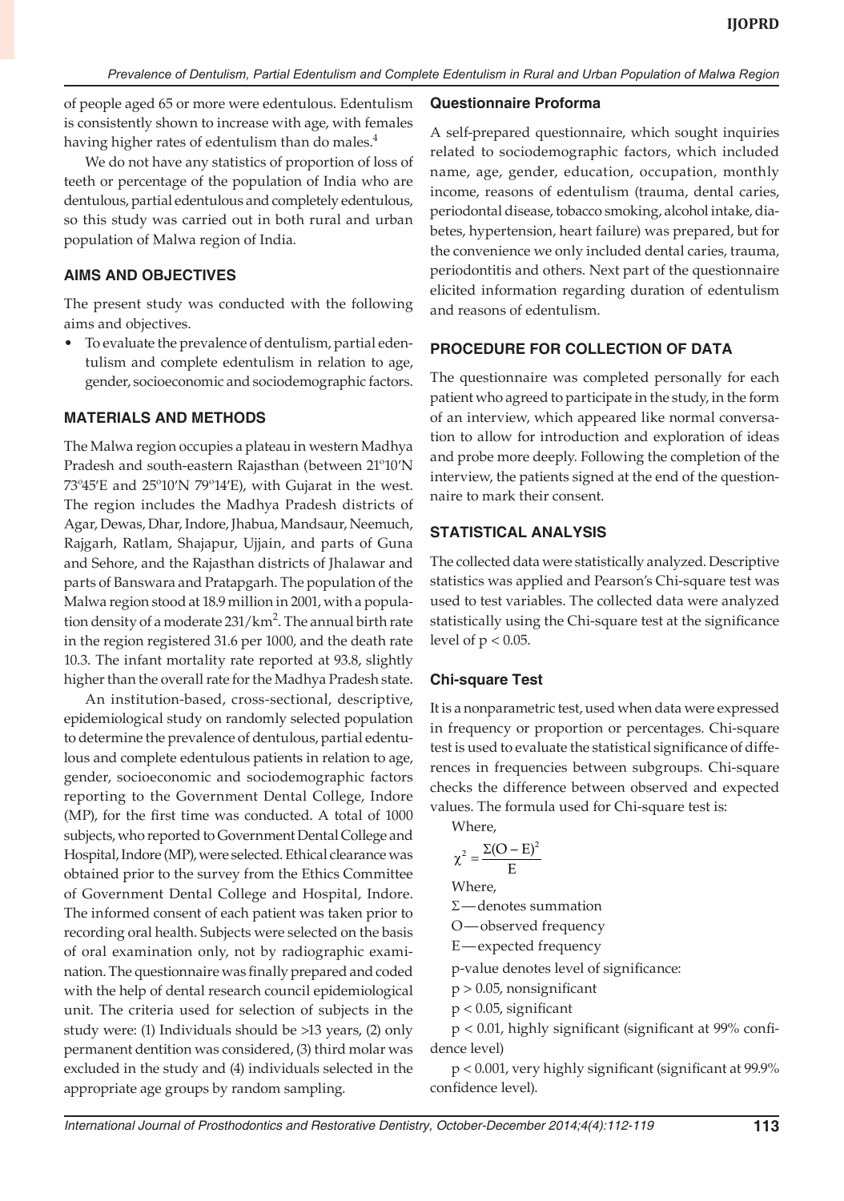of people aged 65 or more were edentulous. Edentulism is consistently shown to increase with age, with females having higher rates of edentulism than do males.[4]

We do not have any statistics of proportion of loss of teeth or percentage of the population of India who are dentulous, partial edentulous and completely edentulous, so this study was carried out in both rural and urban population of Malwa region of India.

## AIMS AND OBJECTIVES

The present study was conducted with the following aims and objectives.

- To evaluate the prevalence of dentulism, partial edentulism and complete edentulism in relation to age, gender, socioeconomic and sociodemographic factors.

## MATERIALS AND METHODS

The Malwa region occupies a plateau in western Madhya Pradesh and south-eastern Rajasthan (between 21°10′N 73°45′E and 25°10′N 79°14′E), with Gujarat in the west. The region includes the Madhya Pradesh districts of Agar, Dewas, Dhar, Indore, Jhabua, Mandsaur, Neemuch, Rajgarh, Ratlam, Shajapur, Ujjain, and parts of Guna and Sehore, and the Rajasthan districts of Jhalawar and parts of Banswara and Pratapgarh. The population of the Malwa region stood at 18.9 million in 2001, with a population density of a moderate 231/km$^2$. The annual birth rate in the region registered 31.6 per 1000, and the death rate 10.3. The infant mortality rate reported at 93.8, slightly higher than the overall rate for the Madhya Pradesh state.

An institution-based, cross-sectional, descriptive, epidemiological study on randomly selected population to determine the prevalence of dentulous, partial edentulous and complete edentulous patients in relation to age, gender, socioeconomic and sociodemographic factors reporting to the Government Dental College, Indore (MP), for the first time was conducted. A total of 1000 subjects, who reported to Government Dental College and Hospital, Indore (MP), were selected. Ethical clearance was obtained prior to the survey from the Ethics Committee of Government Dental College and Hospital, Indore. The informed consent of each patient was taken prior to recording oral health. Subjects were selected on the basis of oral examination only, not by radiographic examination. The questionnaire was finally prepared and coded with the help of dental research council epidemiological unit. The criteria used for selection of subjects in the study were: (1) Individuals should be >13 years, (2) only permanent dentition was considered, (3) third molar was excluded in the study and (4) individuals selected in the appropriate age groups by random sampling.

### Questionnaire Proforma

A self-prepared questionnaire, which sought inquiries related to sociodemographic factors, which included name, age, gender, education, occupation, monthly income, reasons of edentulism (trauma, dental caries, periodontal disease, tobacco smoking, alcohol intake, diabetes, hypertension, heart failure) was prepared, but for the convenience we only included dental caries, trauma, periodontitis and others. Next part of the questionnaire elicited information regarding duration of edentulism and reasons of edentulism.

## PROCEDURE FOR COLLECTION OF DATA

The questionnaire was completed personally for each patient who agreed to participate in the study, in the form of an interview, which appeared like normal conversation to allow for introduction and exploration of ideas and probe more deeply. Following the completion of the interview, the patients signed at the end of the questionnaire to mark their consent.

## STATISTICAL ANALYSIS

The collected data were statistically analyzed. Descriptive statistics was applied and Pearson's Chi-square test was used to test variables. The collected data were analyzed statistically using the Chi-square test at the significance level of $p < 0.05$.

### Chi-square Test

It is a nonparametric test, used when data were expressed in frequency or proportion or percentages. Chi-square test is used to evaluate the statistical significance of differences in frequencies between subgroups. Chi-square checks the difference between observed and expected values. The formula used for Chi-square test is:

Where,

$$\chi^2 = \frac{\Sigma(O - E)^2}{E}$$

Where,

$\Sigma$—denotes summation

O—observed frequency

E—expected frequency

p-value denotes level of significance:

$p > 0.05$, nonsignificant

$p < 0.05$, significant

$p < 0.01$, highly significant (significant at 99% confidence level)

$p < 0.001$, very highly significant (significant at 99.9% confidence level).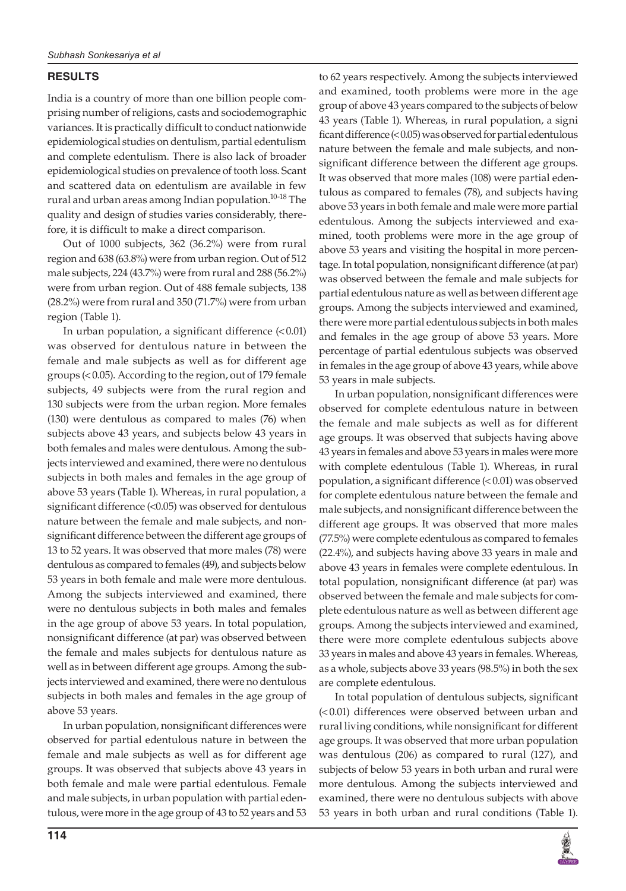## RESULTS

India is a country of more than one billion people comprising number of religions, casts and sociodemographic variances. It is practically difficult to conduct nationwide epidemiological studies on dentulism, partial edentulism and complete edentulism. There is also lack of broader epidemiological studies on prevalence of tooth loss. Scant and scattered data on edentulism are available in few rural and urban areas among Indian population.[10-18] The quality and design of studies varies considerably, therefore, it is difficult to make a direct comparison.

Out of 1000 subjects, 362 (36.2%) were from rural region and 638 (63.8%) were from urban region. Out of 512 male subjects, 224 (43.7%) were from rural and 288 (56.2%) were from urban region. Out of 488 female subjects, 138 (28.2%) were from rural and 350 (71.7%) were from urban region (Table 1).

In urban population, a significant difference (< 0.01) was observed for dentulous nature in between the female and male subjects as well as for different age groups (< 0.05). According to the region, out of 179 female subjects, 49 subjects were from the rural region and 130 subjects were from the urban region. More females (130) were dentulous as compared to males (76) when subjects above 43 years, and subjects below 43 years in both females and males were dentulous. Among the subjects interviewed and examined, there were no dentulous subjects in both males and females in the age group of above 53 years (Table 1). Whereas, in rural population, a significant difference (<0.05) was observed for dentulous nature between the female and male subjects, and nonsignificant difference between the different age groups of 13 to 52 years. It was observed that more males (78) were dentulous as compared to females (49), and subjects below 53 years in both female and male were more dentulous. Among the subjects interviewed and examined, there were no dentulous subjects in both males and females in the age group of above 53 years. In total population, nonsignificant difference (at par) was observed between the female and males subjects for dentulous nature as well as in between different age groups. Among the subjects interviewed and examined, there were no dentulous subjects in both males and females in the age group of above 53 years.

In urban population, nonsignificant differences were observed for partial edentulous nature in between the female and male subjects as well as for different age groups. It was observed that subjects above 43 years in both female and male were partial edentulous. Female and male subjects, in urban population with partial edentulous, were more in the age group of 43 to 52 years and 53 to 62 years respectively. Among the subjects interviewed and examined, tooth problems were more in the age group of above 43 years compared to the subjects of below 43 years (Table 1). Whereas, in rural population, a significant difference (< 0.05) was observed for partial edentulous nature between the female and male subjects, and nonsignificant difference between the different age groups. It was observed that more males (108) were partial edentulous as compared to females (78), and subjects having above 53 years in both female and male were more partial edentulous. Among the subjects interviewed and examined, tooth problems were more in the age group of above 53 years and visiting the hospital in more percentage. In total population, nonsignificant difference (at par) was observed between the female and male subjects for partial edentulous nature as well as between different age groups. Among the subjects interviewed and examined, there were more partial edentulous subjects in both males and females in the age group of above 53 years. More percentage of partial edentulous subjects was observed in females in the age group of above 43 years, while above 53 years in male subjects.

In urban population, nonsignificant differences were observed for complete edentulous nature in between the female and male subjects as well as for different age groups. It was observed that subjects having above 43 years in females and above 53 years in males were more with complete edentulous (Table 1). Whereas, in rural population, a significant difference (< 0.01) was observed for complete edentulous nature between the female and male subjects, and nonsignificant difference between the different age groups. It was observed that more males (77.5%) were complete edentulous as compared to females (22.4%), and subjects having above 33 years in male and above 43 years in females were complete edentulous. In total population, nonsignificant difference (at par) was observed between the female and male subjects for complete edentulous nature as well as between different age groups. Among the subjects interviewed and examined, there were more complete edentulous subjects above 33 years in males and above 43 years in females. Whereas, as a whole, subjects above 33 years (98.5%) in both the sex are complete edentulous.

In total population of dentulous subjects, significant (< 0.01) differences were observed between urban and rural living conditions, while nonsignificant for different age groups. It was observed that more urban population was dentulous (206) as compared to rural (127), and subjects of below 53 years in both urban and rural were more dentulous. Among the subjects interviewed and examined, there were no dentulous subjects with above 53 years in both urban and rural conditions (Table 1).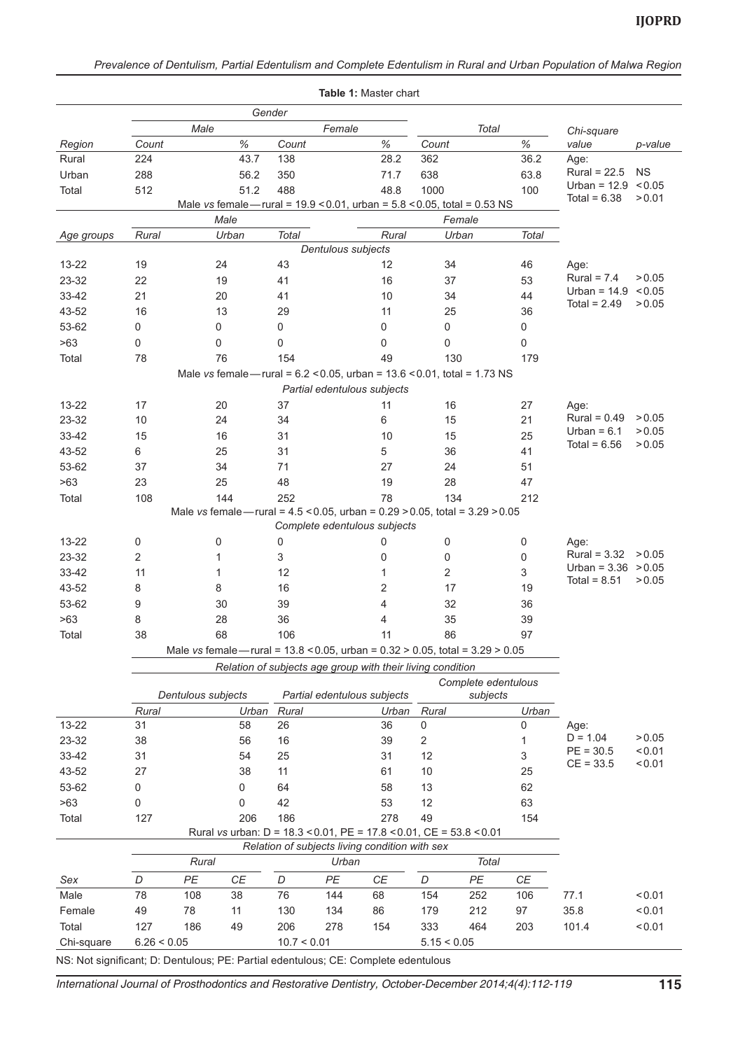**Table 1:** Master chart

| | Gender | | | | Total | | Chi-square | |
|---|---|---|---|---|---|---|---|---|
| | Male | | Female | | | | | |
| Region | Count | % | Count | % | Count | % | value | p-value |
| Rural | 224 | 43.7 | 138 | 28.2 | 362 | 36.2 | Age: | |
| Urban | 288 | 56.2 | 350 | 71.7 | 638 | 63.8 | Rural = 22.5 | NS |
| Total | 512 | 51.2 | 488 | 48.8 | 1000 | 100 | Urban = 12.9 | < 0.05 |
| | | | | | | | Total = 6.38 | > 0.01 |
| | Male *vs* female—rural = 19.9 < 0.01, urban = 5.8 < 0.05, total = 0.53 NS | | | | | | | |

| | Male | | | Female | | | | |
|---|---|---|---|---|---|---|---|---|
| Age groups | Rural | Urban | Total | Rural | Urban | Total | | |
| | *Dentulous subjects* | | | | | | | |
| 13-22 | 19 | 24 | 43 | 12 | 34 | 46 | Age: | |
| 23-32 | 22 | 19 | 41 | 16 | 37 | 53 | Rural = 7.4 | > 0.05 |
| 33-42 | 21 | 20 | 41 | 10 | 34 | 44 | Urban = 14.9 | < 0.05 |
| 43-52 | 16 | 13 | 29 | 11 | 25 | 36 | Total = 2.49 | > 0.05 |
| 53-62 | 0 | 0 | 0 | 0 | 0 | 0 | | |
| >63 | 0 | 0 | 0 | 0 | 0 | 0 | | |
| Total | 78 | 76 | 154 | 49 | 130 | 179 | | |
| | Male *vs* female—rural = 6.2 < 0.05, urban = 13.6 < 0.01, total = 1.73 NS | | | | | | | |
| | *Partial edentulous subjects* | | | | | | | |
| 13-22 | 17 | 20 | 37 | 11 | 16 | 27 | Age: | |
| 23-32 | 10 | 24 | 34 | 6 | 15 | 21 | Rural = 0.49 | > 0.05 |
| 33-42 | 15 | 16 | 31 | 10 | 15 | 25 | Urban = 6.1 | > 0.05 |
| 43-52 | 6 | 25 | 31 | 5 | 36 | 41 | Total = 6.56 | > 0.05 |
| 53-62 | 37 | 34 | 71 | 27 | 24 | 51 | | |
| >63 | 23 | 25 | 48 | 19 | 28 | 47 | | |
| Total | 108 | 144 | 252 | 78 | 134 | 212 | | |
| | Male *vs* female—rural = 4.5 < 0.05, urban = 0.29 > 0.05, total = 3.29 > 0.05 | | | | | | | |
| | *Complete edentulous subjects* | | | | | | | |
| 13-22 | 0 | 0 | 0 | 0 | 0 | 0 | Age: | |
| 23-32 | 2 | 1 | 3 | 0 | 0 | 0 | Rural = 3.32 | > 0.05 |
| 33-42 | 11 | 1 | 12 | 1 | 2 | 3 | Urban = 3.36 | > 0.05 |
| 43-52 | 8 | 8 | 16 | 2 | 17 | 19 | Total = 8.51 | > 0.05 |
| 53-62 | 9 | 30 | 39 | 4 | 32 | 36 | | |
| >63 | 8 | 28 | 36 | 4 | 35 | 39 | | |
| Total | 38 | 68 | 106 | 11 | 86 | 97 | | |
| | Male *vs* female—rural = 13.8 < 0.05, urban = 0.32 > 0.05, total = 3.29 > 0.05 | | | | | | | |

| | *Relation of subjects age group with their living condition* | | | | | | | |
|---|---|---|---|---|---|---|---|---|
| | Dentulous subjects | | Partial edentulous subjects | | Complete edentulous subjects | | | |
| | Rural | Urban | Rural | Urban | Rural | Urban | | |
| 13-22 | 31 | 58 | 26 | 36 | 0 | 0 | Age: | |
| 23-32 | 38 | 56 | 16 | 39 | 2 | 1 | D = 1.04 | > 0.05 |
| 33-42 | 31 | 54 | 25 | 31 | 12 | 3 | PE = 30.5 | < 0.01 |
| 43-52 | 27 | 38 | 11 | 61 | 10 | 25 | CE = 33.5 | < 0.01 |
| 53-62 | 0 | 0 | 64 | 58 | 13 | 62 | | |
| >63 | 0 | 0 | 42 | 53 | 12 | 63 | | |
| Total | 127 | 206 | 186 | 278 | 49 | 154 | | |
| | Rural *vs* urban: D = 18.3 < 0.01, PE = 17.8 < 0.01, CE = 53.8 < 0.01 | | | | | | | |

| | *Relation of subjects living condition with sex* | | | | | | | | | | |
|---|---|---|---|---|---|---|---|---|---|---|---|
| | Rural | | | Urban | | | Total | | | | |
| Sex | D | PE | CE | D | PE | CE | D | PE | CE | | |
| Male | 78 | 108 | 38 | 76 | 144 | 68 | 154 | 252 | 106 | 77.1 | < 0.01 |
| Female | 49 | 78 | 11 | 130 | 134 | 86 | 179 | 212 | 97 | 35.8 | < 0.01 |
| Total | 127 | 186 | 49 | 206 | 278 | 154 | 333 | 464 | 203 | 101.4 | < 0.01 |
| Chi-square | 6.26 < 0.05 | | | 10.7 < 0.01 | | | 5.15 < 0.05 | | | | |

NS: Not significant; D: Dentulous; PE: Partial edentulous; CE: Complete edentulous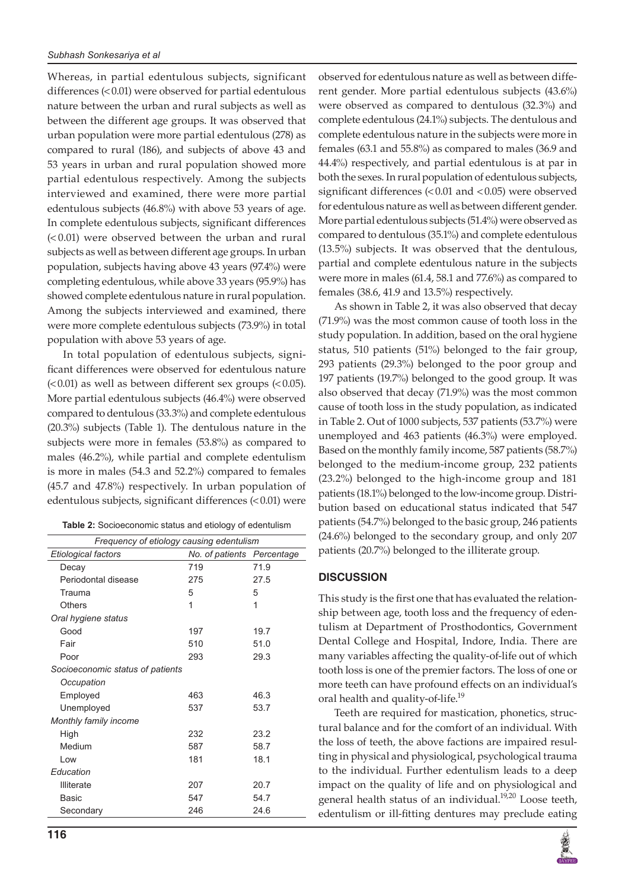Whereas, in partial edentulous subjects, significant differences (< 0.01) were observed for partial edentulous nature between the urban and rural subjects as well as between the different age groups. It was observed that urban population were more partial edentulous (278) as compared to rural (186), and subjects of above 43 and 53 years in urban and rural population showed more partial edentulous respectively. Among the subjects interviewed and examined, there were more partial edentulous subjects (46.8%) with above 53 years of age. In complete edentulous subjects, significant differences (< 0.01) were observed between the urban and rural subjects as well as between different age groups. In urban population, subjects having above 43 years (97.4%) were completing edentulous, while above 33 years (95.9%) has showed complete edentulous nature in rural population. Among the subjects interviewed and examined, there were more complete edentulous subjects (73.9%) in total population with above 53 years of age.

In total population of edentulous subjects, significant differences were observed for edentulous nature (< 0.01) as well as between different sex groups (< 0.05). More partial edentulous subjects (46.4%) were observed compared to dentulous (33.3%) and complete edentulous (20.3%) subjects (Table 1). The dentulous nature in the subjects were more in females (53.8%) as compared to males (46.2%), while partial and complete edentulism is more in males (54.3 and 52.2%) compared to females (45.7 and 47.8%) respectively. In urban population of edentulous subjects, significant differences (< 0.01) were observed for edentulous nature as well as between different gender. More partial edentulous subjects (43.6%) were observed as compared to dentulous (32.3%) and complete edentulous (24.1%) subjects. The dentulous and complete edentulous nature in the subjects were more in females (63.1 and 55.8%) as compared to males (36.9 and 44.4%) respectively, and partial edentulous is at par in both the sexes. In rural population of edentulous subjects, significant differences (< 0.01 and < 0.05) were observed for edentulous nature as well as between different gender. More partial edentulous subjects (51.4%) were observed as compared to dentulous (35.1%) and complete edentulous (13.5%) subjects. It was observed that the dentulous, partial and complete edentulous nature in the subjects were more in males (61.4, 58.1 and 77.6%) as compared to females (38.6, 41.9 and 13.5%) respectively.

**Table 2:** Socioeconomic status and etiology of edentulism

| *Frequency of etiology causing edentulism* | | |
|---|---|---|
| *Etiological factors* | *No. of patients* | *Percentage* |
| Decay | 719 | 71.9 |
| Periodontal disease | 275 | 27.5 |
| Trauma | 5 | 5 |
| Others | 1 | 1 |
| *Oral hygiene status* | | |
| Good | 197 | 19.7 |
| Fair | 510 | 51.0 |
| Poor | 293 | 29.3 |
| *Socioeconomic status of patients* | | |
| *Occupation* | | |
| Employed | 463 | 46.3 |
| Unemployed | 537 | 53.7 |
| *Monthly family income* | | |
| High | 232 | 23.2 |
| Medium | 587 | 58.7 |
| Low | 181 | 18.1 |
| *Education* | | |
| Illiterate | 207 | 20.7 |
| Basic | 547 | 54.7 |
| Secondary | 246 | 24.6 |

As shown in Table 2, it was also observed that decay (71.9%) was the most common cause of tooth loss in the study population. In addition, based on the oral hygiene status, 510 patients (51%) belonged to the fair group, 293 patients (29.3%) belonged to the poor group and 197 patients (19.7%) belonged to the good group. It was also observed that decay (71.9%) was the most common cause of tooth loss in the study population, as indicated in Table 2. Out of 1000 subjects, 537 patients (53.7%) were unemployed and 463 patients (46.3%) were employed. Based on the monthly family income, 587 patients (58.7%) belonged to the medium-income group, 232 patients (23.2%) belonged to the high-income group and 181 patients (18.1%) belonged to the low-income group. Distribution based on educational status indicated that 547 patients (54.7%) belonged to the basic group, 246 patients (24.6%) belonged to the secondary group, and only 207 patients (20.7%) belonged to the illiterate group.

## DISCUSSION

This study is the first one that has evaluated the relationship between age, tooth loss and the frequency of edentulism at Department of Prosthodontics, Government Dental College and Hospital, Indore, India. There are many variables affecting the quality-of-life out of which tooth loss is one of the premier factors. The loss of one or more teeth can have profound effects on an individual's oral health and quality-of-life.[19]

Teeth are required for mastication, phonetics, structural balance and for the comfort of an individual. With the loss of teeth, the above factions are impaired resulting in physical and physiological, psychological trauma to the individual. Further edentulism leads to a deep impact on the quality of life and on physiological and general health status of an individual.[19,20] Loose teeth, edentulism or ill-fitting dentures may preclude eating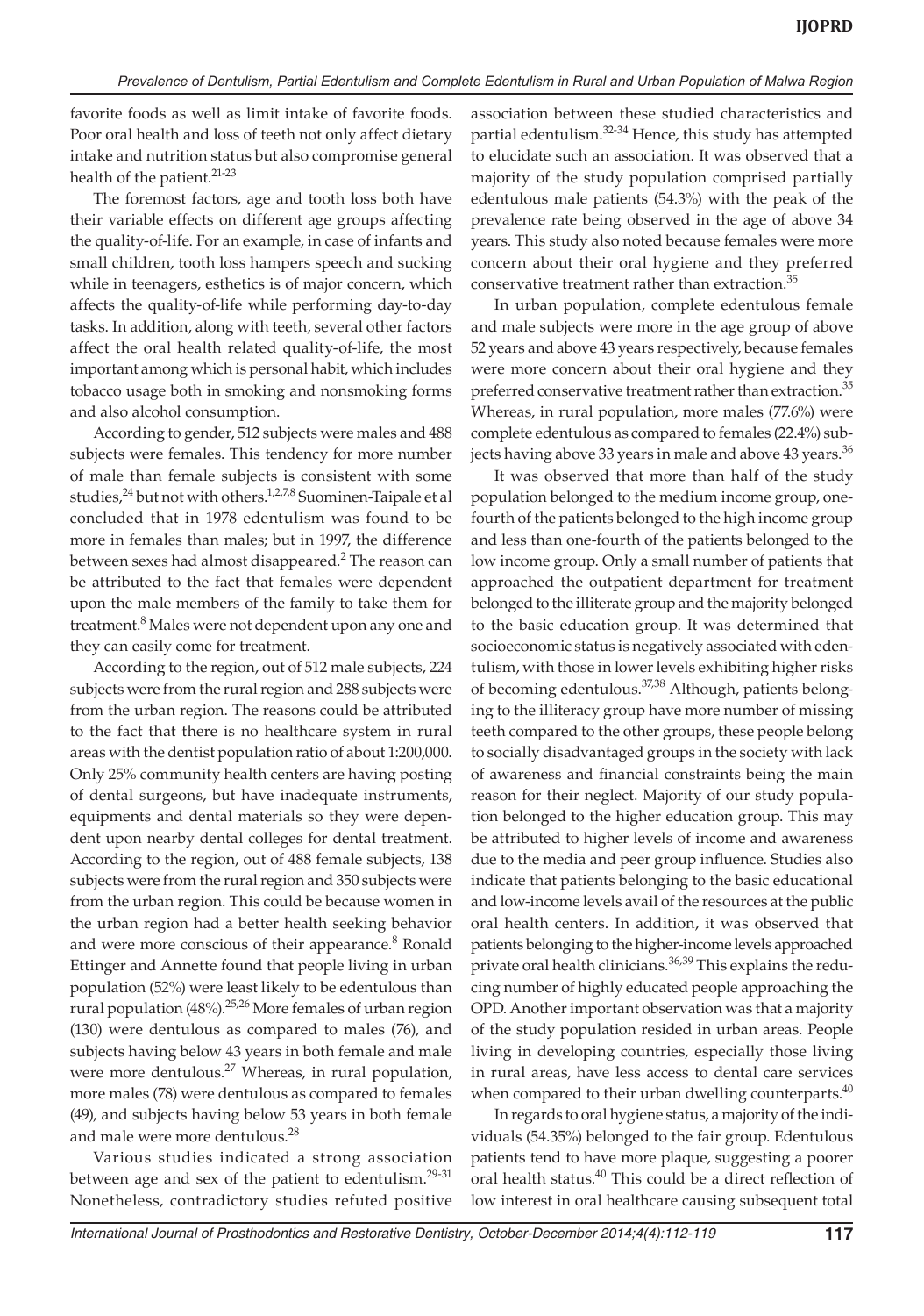favorite foods as well as limit intake of favorite foods. Poor oral health and loss of teeth not only affect dietary intake and nutrition status but also compromise general health of the patient.[21-23]

The foremost factors, age and tooth loss both have their variable effects on different age groups affecting the quality-of-life. For an example, in case of infants and small children, tooth loss hampers speech and sucking while in teenagers, esthetics is of major concern, which affects the quality-of-life while performing day-to-day tasks. In addition, along with teeth, several other factors affect the oral health related quality-of-life, the most important among which is personal habit, which includes tobacco usage both in smoking and nonsmoking forms and also alcohol consumption.

According to gender, 512 subjects were males and 488 subjects were females. This tendency for more number of male than female subjects is consistent with some studies,[24] but not with others.[1,2,7,8] Suominen-Taipale et al concluded that in 1978 edentulism was found to be more in females than males; but in 1997, the difference between sexes had almost disappeared.[2] The reason can be attributed to the fact that females were dependent upon the male members of the family to take them for treatment.[8] Males were not dependent upon any one and they can easily come for treatment.

According to the region, out of 512 male subjects, 224 subjects were from the rural region and 288 subjects were from the urban region. The reasons could be attributed to the fact that there is no healthcare system in rural areas with the dentist population ratio of about 1:200,000. Only 25% community health centers are having posting of dental surgeons, but have inadequate instruments, equipments and dental materials so they were dependent upon nearby dental colleges for dental treatment. According to the region, out of 488 female subjects, 138 subjects were from the rural region and 350 subjects were from the urban region. This could be because women in the urban region had a better health seeking behavior and were more conscious of their appearance.[8] Ronald Ettinger and Annette found that people living in urban population (52%) were least likely to be edentulous than rural population (48%).[25,26] More females of urban region (130) were dentulous as compared to males (76), and subjects having below 43 years in both female and male were more dentulous.[27] Whereas, in rural population, more males (78) were dentulous as compared to females (49), and subjects having below 53 years in both female and male were more dentulous.[28]

Various studies indicated a strong association between age and sex of the patient to edentulism.[29-31] Nonetheless, contradictory studies refuted positive association between these studied characteristics and partial edentulism.[32-34] Hence, this study has attempted to elucidate such an association. It was observed that a majority of the study population comprised partially edentulous male patients (54.3%) with the peak of the prevalence rate being observed in the age of above 34 years. This study also noted because females were more concern about their oral hygiene and they preferred conservative treatment rather than extraction.[35]

In urban population, complete edentulous female and male subjects were more in the age group of above 52 years and above 43 years respectively, because females were more concern about their oral hygiene and they preferred conservative treatment rather than extraction.[35] Whereas, in rural population, more males (77.6%) were complete edentulous as compared to females (22.4%) subjects having above 33 years in male and above 43 years.[36]

It was observed that more than half of the study population belonged to the medium income group, one-fourth of the patients belonged to the high income group and less than one-fourth of the patients belonged to the low income group. Only a small number of patients that approached the outpatient department for treatment belonged to the illiterate group and the majority belonged to the basic education group. It was determined that socioeconomic status is negatively associated with edentulism, with those in lower levels exhibiting higher risks of becoming edentulous.[37,38] Although, patients belonging to the illiteracy group have more number of missing teeth compared to the other groups, these people belong to socially disadvantaged groups in the society with lack of awareness and financial constraints being the main reason for their neglect. Majority of our study population belonged to the higher education group. This may be attributed to higher levels of income and awareness due to the media and peer group influence. Studies also indicate that patients belonging to the basic educational and low-income levels avail of the resources at the public oral health centers. In addition, it was observed that patients belonging to the higher-income levels approached private oral health clinicians.[36,39] This explains the reducing number of highly educated people approaching the OPD. Another important observation was that a majority of the study population resided in urban areas. People living in developing countries, especially those living in rural areas, have less access to dental care services when compared to their urban dwelling counterparts.[40]

In regards to oral hygiene status, a majority of the individuals (54.35%) belonged to the fair group. Edentulous patients tend to have more plaque, suggesting a poorer oral health status.[40] This could be a direct reflection of low interest in oral healthcare causing subsequent total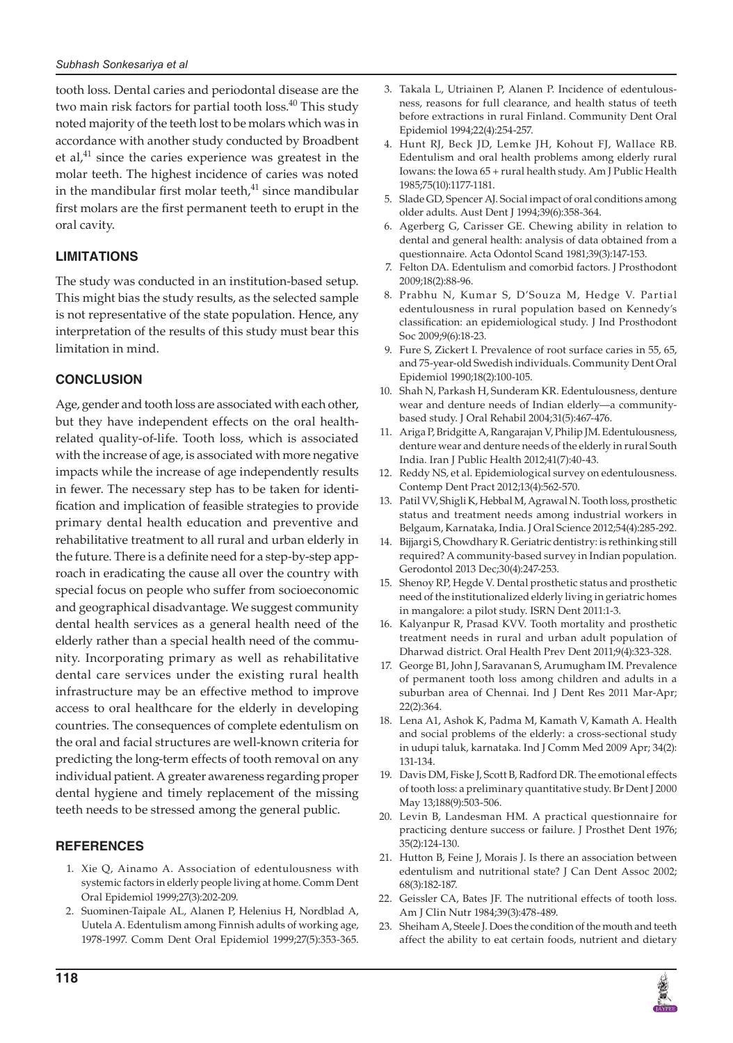tooth loss. Dental caries and periodontal disease are the two main risk factors for partial tooth loss.[40] This study noted majority of the teeth lost to be molars which was in accordance with another study conducted by Broadbent et al,[41] since the caries experience was greatest in the molar teeth. The highest incidence of caries was noted in the mandibular first molar teeth,[41] since mandibular first molars are the first permanent teeth to erupt in the oral cavity.

## LIMITATIONS

The study was conducted in an institution-based setup. This might bias the study results, as the selected sample is not representative of the state population. Hence, any interpretation of the results of this study must bear this limitation in mind.

## CONCLUSION

Age, gender and tooth loss are associated with each other, but they have independent effects on the oral health-related quality-of-life. Tooth loss, which is associated with the increase of age, is associated with more negative impacts while the increase of age independently results in fewer. The necessary step has to be taken for identification and implication of feasible strategies to provide primary dental health education and preventive and rehabilitative treatment to all rural and urban elderly in the future. There is a definite need for a step-by-step approach in eradicating the cause all over the country with special focus on people who suffer from socioeconomic and geographical disadvantage. We suggest community dental health services as a general health need of the elderly rather than a special health need of the community. Incorporating primary as well as rehabilitative dental care services under the existing rural health infrastructure may be an effective method to improve access to oral healthcare for the elderly in developing countries. The consequences of complete edentulism on the oral and facial structures are well-known criteria for predicting the long-term effects of tooth removal on any individual patient. A greater awareness regarding proper dental hygiene and timely replacement of the missing teeth needs to be stressed among the general public.

## REFERENCES

1. Xie Q, Ainamo A. Association of edentulousness with systemic factors in elderly people living at home. Comm Dent Oral Epidemiol 1999;27(3):202-209.
2. Suominen-Taipale AL, Alanen P, Helenius H, Nordblad A, Uutela A. Edentulism among Finnish adults of working age, 1978-1997. Comm Dent Oral Epidemiol 1999;27(5):353-365.
3. Takala L, Utriainen P, Alanen P. Incidence of edentulousness, reasons for full clearance, and health status of teeth before extractions in rural Finland. Community Dent Oral Epidemiol 1994;22(4):254-257.
4. Hunt RJ, Beck JD, Lemke JH, Kohout FJ, Wallace RB. Edentulism and oral health problems among elderly rural Iowans: the Iowa 65 + rural health study. Am J Public Health 1985;75(10):1177-1181.
5. Slade GD, Spencer AJ. Social impact of oral conditions among older adults. Aust Dent J 1994;39(6):358-364.
6. Agerberg G, Carisser GE. Chewing ability in relation to dental and general health: analysis of data obtained from a questionnaire. Acta Odontol Scand 1981;39(3):147-153.
7. Felton DA. Edentulism and comorbid factors. J Prosthodont 2009;18(2):88-96.
8. Prabhu N, Kumar S, D'Souza M, Hedge V. Partial edentulousness in rural population based on Kennedy's classification: an epidemiological study. J Ind Prosthodont Soc 2009;9(6):18-23.
9. Fure S, Zickert I. Prevalence of root surface caries in 55, 65, and 75-year-old Swedish individuals. Community Dent Oral Epidemiol 1990;18(2):100-105.
10. Shah N, Parkash H, Sunderam KR. Edentulousness, denture wear and denture needs of Indian elderly—a community-based study. J Oral Rehabil 2004;31(5):467-476.
11. Ariga P, Bridgitte A, Rangarajan V, Philip JM. Edentulousness, denture wear and denture needs of the elderly in rural South India. Iran J Public Health 2012;41(7):40-43.
12. Reddy NS, et al. Epidemiological survey on edentulousness. Contemp Dent Pract 2012;13(4):562-570.
13. Patil VV, Shigli K, Hebbal M, Agrawal N. Tooth loss, prosthetic status and treatment needs among industrial workers in Belgaum, Karnataka, India. J Oral Science 2012;54(4):285-292.
14. Bijjargi S, Chowdhary R. Geriatric dentistry: is rethinking still required? A community-based survey in Indian population. Gerodontol 2013 Dec;30(4):247-253.
15. Shenoy RP, Hegde V. Dental prosthetic status and prosthetic need of the institutionalized elderly living in geriatric homes in mangalore: a pilot study. ISRN Dent 2011:1-3.
16. Kalyanpur R, Prasad KVV. Tooth mortality and prosthetic treatment needs in rural and urban adult population of Dharwad district. Oral Health Prev Dent 2011;9(4):323-328.
17. George B1, John J, Saravanan S, Arumugham IM. Prevalence of permanent tooth loss among children and adults in a suburban area of Chennai. Ind J Dent Res 2011 Mar-Apr; 22(2):364.
18. Lena A1, Ashok K, Padma M, Kamath V, Kamath A. Health and social problems of the elderly: a cross-sectional study in udupi taluk, karnataka. Ind J Comm Med 2009 Apr; 34(2): 131-134.
19. Davis DM, Fiske J, Scott B, Radford DR. The emotional effects of tooth loss: a preliminary quantitative study. Br Dent J 2000 May 13;188(9):503-506.
20. Levin B, Landesman HM. A practical questionnaire for practicing denture success or failure. J Prosthet Dent 1976; 35(2):124-130.
21. Hutton B, Feine J, Morais J. Is there an association between edentulism and nutritional state? J Can Dent Assoc 2002; 68(3):182-187.
22. Geissler CA, Bates JF. The nutritional effects of tooth loss. Am J Clin Nutr 1984;39(3):478-489.
23. Sheiham A, Steele J. Does the condition of the mouth and teeth affect the ability to eat certain foods, nutrient and dietary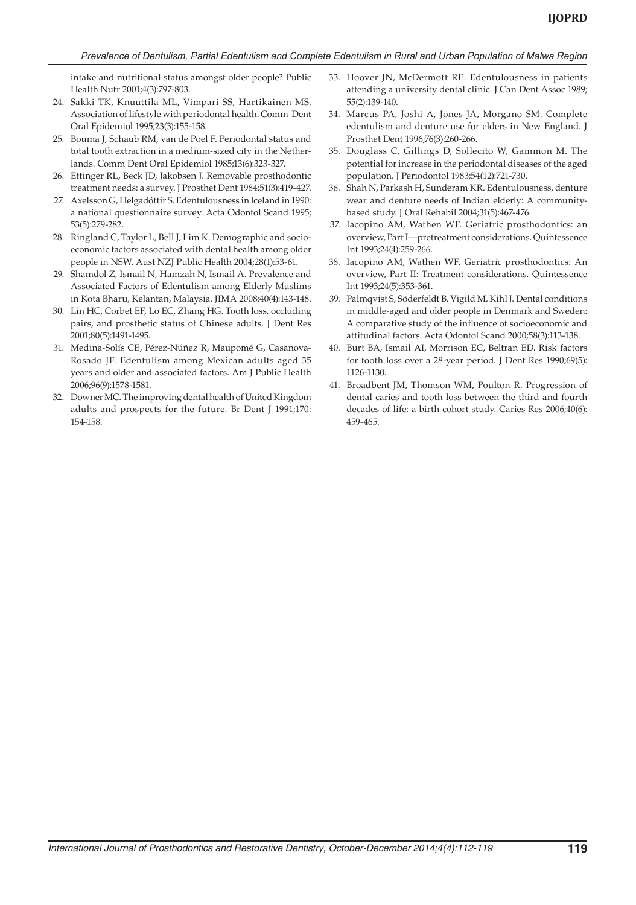intake and nutritional status amongst older people? Public Health Nutr 2001;4(3):797-803.

24. Sakki TK, Knuuttila ML, Vimpari SS, Hartikainen MS. Association of lifestyle with periodontal health. Comm Dent Oral Epidemiol 1995;23(3):155-158.
25. Bouma J, Schaub RM, van de Poel F. Periodontal status and total tooth extraction in a medium-sized city in the Netherlands. Comm Dent Oral Epidemiol 1985;13(6):323-327.
26. Ettinger RL, Beck JD, Jakobsen J. Removable prosthodontic treatment needs: a survey. J Prosthet Dent 1984;51(3):419-427.
27. Axelsson G, Helgadóttir S. Edentulousness in Iceland in 1990: a national questionnaire survey. Acta Odontol Scand 1995; 53(5):279-282.
28. Ringland C, Taylor L, Bell J, Lim K. Demographic and socioeconomic factors associated with dental health among older people in NSW. Aust NZJ Public Health 2004;28(1):53-61.
29. Shamdol Z, Ismail N, Hamzah N, Ismail A. Prevalence and Associated Factors of Edentulism among Elderly Muslims in Kota Bharu, Kelantan, Malaysia. JIMA 2008;40(4):143-148.
30. Lin HC, Corbet EF, Lo EC, Zhang HG. Tooth loss, occluding pairs, and prosthetic status of Chinese adults. J Dent Res 2001;80(5):1491-1495.
31. Medina-Solís CE, Pérez-Núñez R, Maupomé G, Casanova-Rosado JF. Edentulism among Mexican adults aged 35 years and older and associated factors. Am J Public Health 2006;96(9):1578-1581.
32. Downer MC. The improving dental health of United Kingdom adults and prospects for the future. Br Dent J 1991;170: 154-158.
33. Hoover JN, McDermott RE. Edentulousness in patients attending a university dental clinic. J Can Dent Assoc 1989; 55(2):139-140.
34. Marcus PA, Joshi A, Jones JA, Morgano SM. Complete edentulism and denture use for elders in New England. J Prosthet Dent 1996;76(3):260-266.
35. Douglass C, Gillings D, Sollecito W, Gammon M. The potential for increase in the periodontal diseases of the aged population. J Periodontol 1983;54(12):721-730.
36. Shah N, Parkash H, Sunderam KR. Edentulousness, denture wear and denture needs of Indian elderly: A community-based study. J Oral Rehabil 2004;31(5):467-476.
37. Iacopino AM, Wathen WF. Geriatric prosthodontics: an overview, Part I—pretreatment considerations. Quintessence Int 1993;24(4):259-266.
38. Iacopino AM, Wathen WF. Geriatric prosthodontics: An overview, Part II: Treatment considerations. Quintessence Int 1993;24(5):353-361.
39. Palmqvist S, Söderfeldt B, Vigild M, Kihl J. Dental conditions in middle-aged and older people in Denmark and Sweden: A comparative study of the influence of socioeconomic and attitudinal factors. Acta Odontol Scand 2000;58(3):113-138.
40. Burt BA, Ismail AI, Morrison EC, Beltran ED. Risk factors for tooth loss over a 28-year period. J Dent Res 1990;69(5): 1126-1130.
41. Broadbent JM, Thomson WM, Poulton R. Progression of dental caries and tooth loss between the third and fourth decades of life: a birth cohort study. Caries Res 2006;40(6): 459-465.